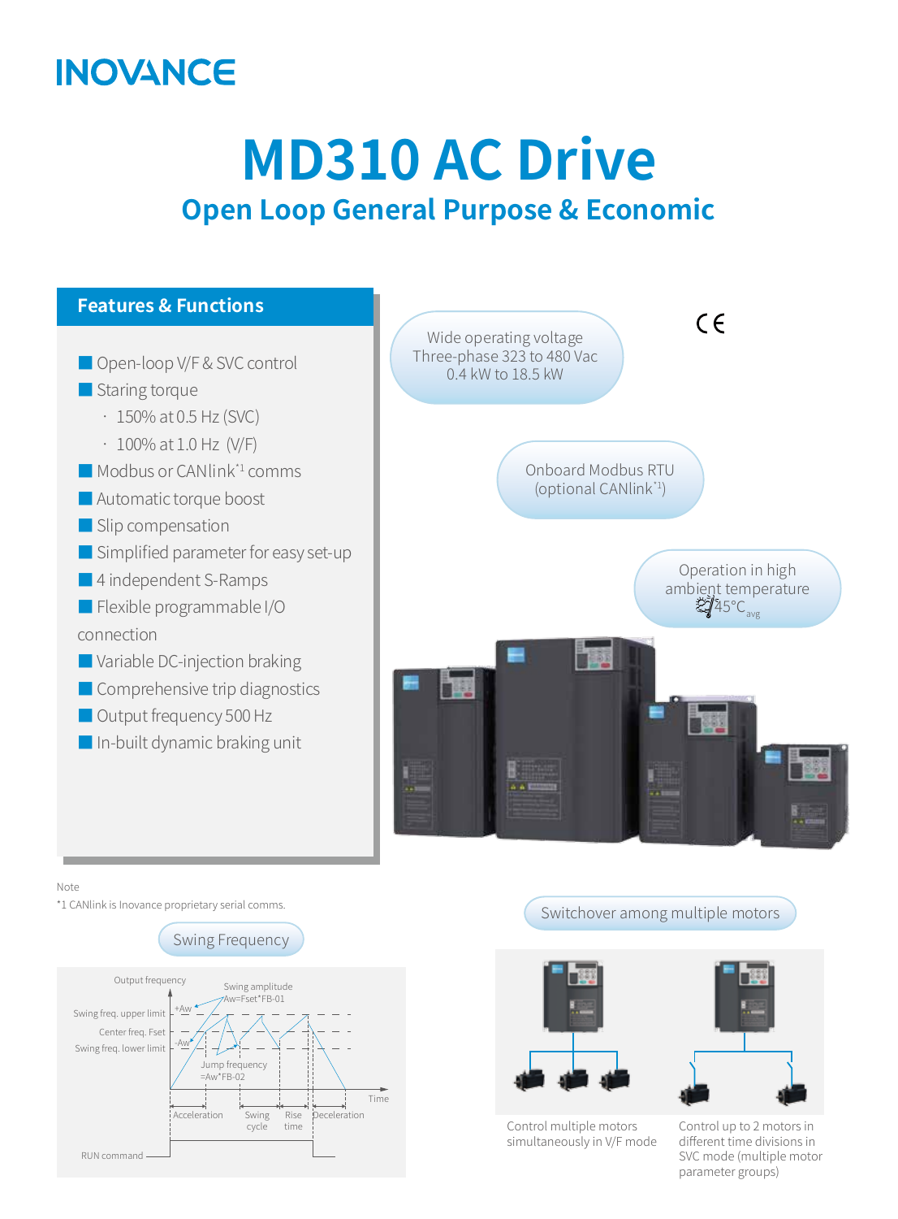INOVANCE

# MD310 AC Drive

## Open Loop General Purpose & Economic

### Features & Functions

- Open-loop V/F & SVC control
- Staring torque
  - 150% at 0.5 Hz (SVC)
  - 100% at 1.0 Hz (V/F)
- Modbus or CANlink[*1] comms
- Automatic torque boost
- Slip compensation
- Simplified parameter for easy set-up
- 4 independent S-Ramps
- Flexible programmable I/O connection
- Variable DC-injection braking
- Comprehensive trip diagnostics
- Output frequency 500 Hz
- In-built dynamic braking unit

Wide operating voltage
Three-phase 323 to 480 Vac
0.4 kW to 18.5 kW

CE

Onboard Modbus RTU
(optional CANlink[*1])

Operation in high ambient temperature
45°C avg

Note
*1 CANlink is Inovance proprietary serial comms.

### Swing Frequency

Output frequency; Swing amplitude Aw=Fset*FB-01; Swing freq. upper limit; +Aw; Center freq. Fset; -Aw; Swing freq. lower limit; Jump frequency =Aw*FB-02; Time; Acceleration; Swing cycle; Rise time; Deceleration; RUN command

### Switchover among multiple motors

Control multiple motors simultaneously in V/F mode

Control up to 2 motors in different time divisions in SVC mode (multiple motor parameter groups)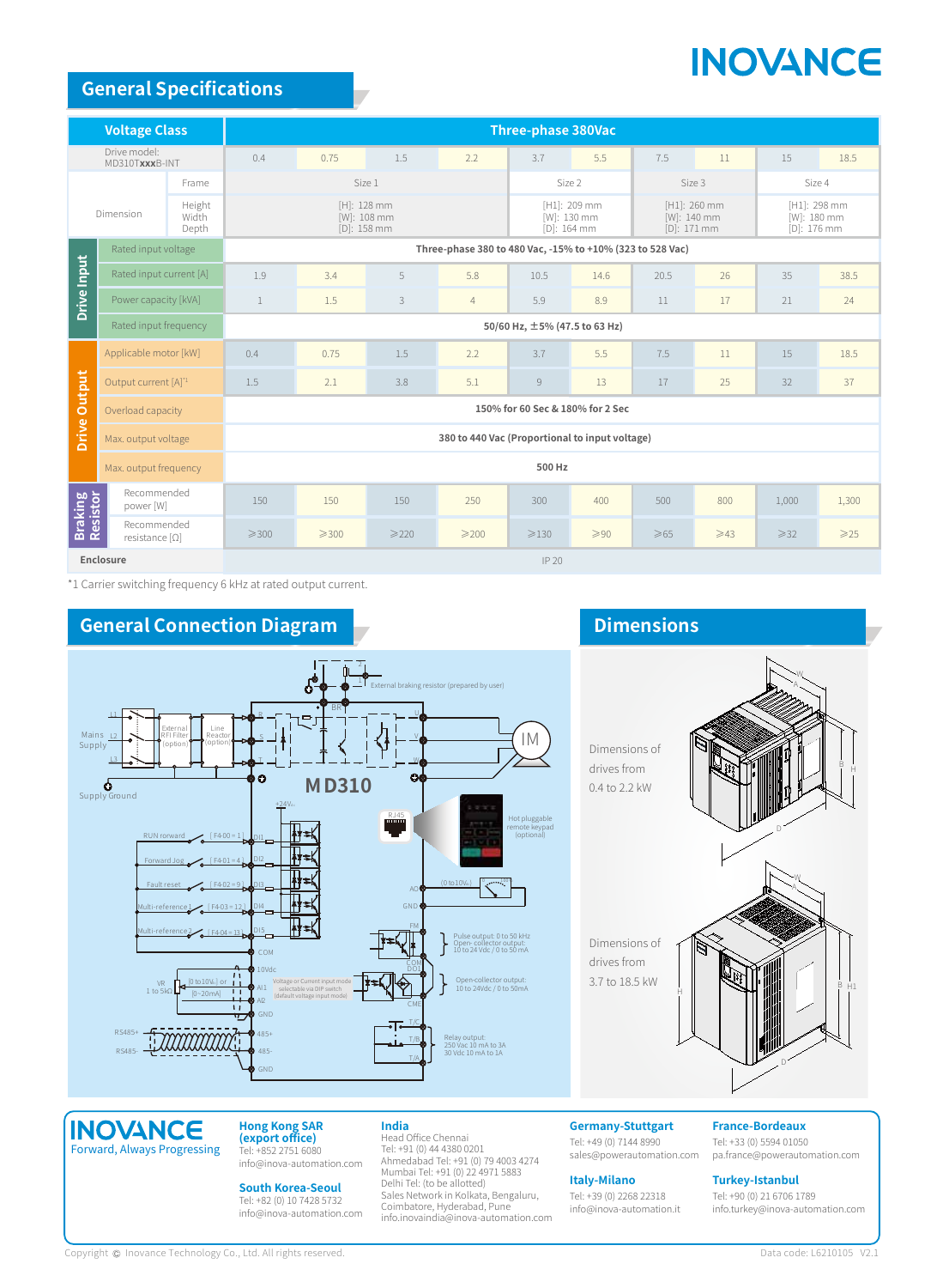# General Specifications

| Voltage Class | | | Three-phase 380Vac | | | | | | | | | |
|---|---|---|---|---|---|---|---|---|---|---|---|---|
| Drive model: MD310TxxxB-INT | | | 0.4 | 0.75 | 1.5 | 2.2 | 3.7 | 5.5 | 7.5 | 11 | 15 | 18.5 |
| Dimension | Frame | | Size 1 | | | | Size 2 | | Size 3 | | Size 4 | |
| | Height Width Depth | | [H]: 128 mm [W]: 108 mm [D]: 158 mm | | | | [H1]: 209 mm [W]: 130 mm [D]: 164 mm | | [H1]: 260 mm [W]: 140 mm [D]: 171 mm | | [H1]: 298 mm [W]: 180 mm [D]: 176 mm | |
| Drive Input | Rated input voltage | | Three-phase 380 to 480 Vac, -15% to +10% (323 to 528 Vac) | | | | | | | | | |
| | Rated input current [A] | | 1.9 | 3.4 | 5 | 5.8 | 10.5 | 14.6 | 20.5 | 26 | 35 | 38.5 |
| | Power capacity [kVA] | | 1 | 1.5 | 3 | 4 | 5.9 | 8.9 | 11 | 17 | 21 | 24 |
| | Rated input frequency | | 50/60 Hz, ±5% (47.5 to 63 Hz) | | | | | | | | | |
| Drive Output | Applicable motor [kW] | | 0.4 | 0.75 | 1.5 | 2.2 | 3.7 | 5.5 | 7.5 | 11 | 15 | 18.5 |
| | Output current [A][1] | | 1.5 | 2.1 | 3.8 | 5.1 | 9 | 13 | 17 | 25 | 32 | 37 |
| | Overload capacity | | 150% for 60 Sec & 180% for 2 Sec | | | | | | | | | |
| | Max. output voltage | | 380 to 440 Vac (Proportional to input voltage) | | | | | | | | | |
| | Max. output frequency | | 500 Hz | | | | | | | | | |
| Braking Resistor | Recommended power [W] | | 150 | 150 | 150 | 250 | 300 | 400 | 500 | 800 | 1,000 | 1,300 |
| | Recommended resistance [Ω] | | ⩾300 | ⩾300 | ⩾220 | ⩾200 | ⩾130 | ⩾90 | ⩾65 | ⩾43 | ⩾32 | ⩾25 |
| Enclosure | | | IP 20 | | | | | | | | | |

*1 Carrier switching frequency 6 kHz at rated output current.

# General Connection Diagram

MD310

Mains Supply L1 L2 L3 — External RFI Filter (option) — Line Reactor (option) — R S T — U V W — IM

Supply Ground

External braking resistor (prepared by user)

+ BR

+24V

RUN forward [F4-00 = 1] DI1
Forward Jog [F4-01 = 4] DI2
Fault reset [F4-02 = 9] DI3
Multi-reference1 [F4-03 = 12] DI4
Multi-reference2 [F4-04 = 13] DI5
COM

RJ45 — Hot pluggable remote keypad (optional)

AO (0 to 10V) GND

FM — Pulse output: 0 to 50 kHz; Open-collector output: 10 to 24 Vdc / 0 to 50 mA

COM DO1 CME — Open-collector output: 10 to 24Vdc / 0 to 50mA

10Vdc
VR 1 to 5kΩ — [0 to 10V] or [0~20mA] — AI1 AI2 GND
Voltage or Current input mode selectable via DIP switch (default voltage input mode)

T/C T/B T/A — Relay output: 250 Vac 10 mA to 3A; 30 Vdc 10 mA to 1A

RS485+ RS485- — 485+ 485- GND

# Dimensions

Dimensions of drives from 0.4 to 2.2 kW

Dimensions of drives from 3.7 to 18.5 kW

---

INOVANCE
Forward, Always Progressing

**Hong Kong SAR (export office)**
Tel: +852 2751 6080
info@inova-automation.com

**South Korea-Seoul**
Tel: +82 (0) 10 7428 5732
info@inova-automation.com

**India**
Head Office Chennai
Tel: +91 (0) 44 4380 0201
Ahmedabad Tel: +91 (0) 79 4003 4274
Mumbai Tel: +91 (0) 22 4971 5883
Delhi Tel: (to be allotted)
Sales Network in Kolkata, Bengaluru, Coimbatore, Hyderabad, Pune
info.inovaindia@inova-automation.com

**Germany-Stuttgart**
Tel: +49 (0) 7144 8990
sales@powerautomation.com

**Italy-Milano**
Tel: +39 (0) 2268 22318
info@inova-automation.it

**France-Bordeaux**
Tel: +33 (0) 5594 01050
pa.france@powerautomation.com

**Turkey-Istanbul**
Tel: +90 (0) 21 6706 1789
info.turkey@inova-automation.com

Copyright © Inovance Technology Co., Ltd. All rights reserved.

Data code: L6210105 V2.1